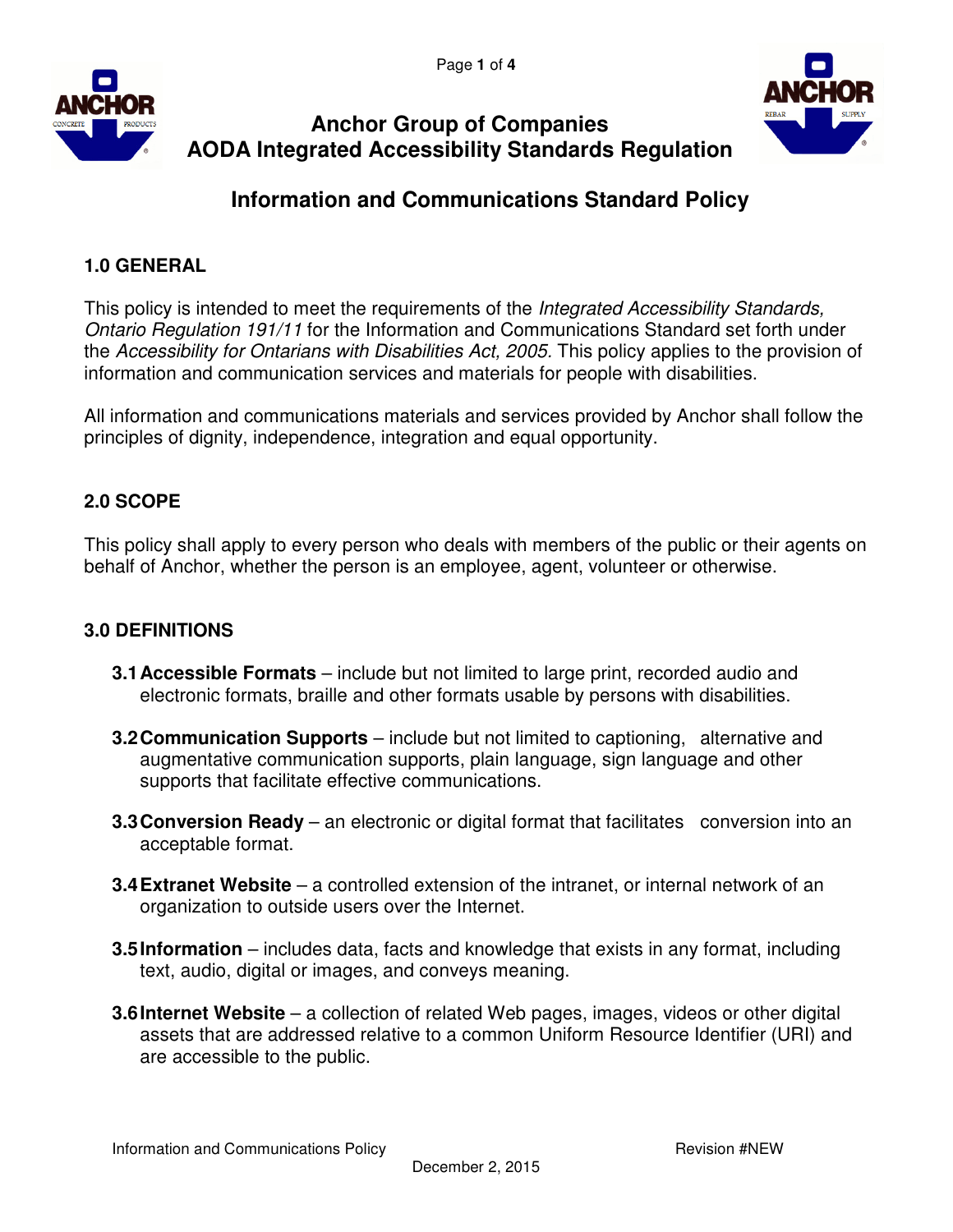# Anchor Group of Companies
# AODA Integrated Accessibility Standards Regulation

## Information and Communications Standard Policy

### 1.0 GENERAL

This policy is intended to meet the requirements of the *Integrated Accessibility Standards, Ontario Regulation 191/11* for the Information and Communications Standard set forth under the *Accessibility for Ontarians with Disabilities Act, 2005*. This policy applies to the provision of information and communication services and materials for people with disabilities.

All information and communications materials and services provided by Anchor shall follow the principles of dignity, independence, integration and equal opportunity.

### 2.0 SCOPE

This policy shall apply to every person who deals with members of the public or their agents on behalf of Anchor, whether the person is an employee, agent, volunteer or otherwise.

### 3.0 DEFINITIONS

**3.1 Accessible Formats** – include but not limited to large print, recorded audio and electronic formats, braille and other formats usable by persons with disabilities.

**3.2 Communication Supports** – include but not limited to captioning, alternative and augmentative communication supports, plain language, sign language and other supports that facilitate effective communications.

**3.3 Conversion Ready** – an electronic or digital format that facilitates conversion into an acceptable format.

**3.4 Extranet Website** – a controlled extension of the intranet, or internal network of an organization to outside users over the Internet.

**3.5 Information** – includes data, facts and knowledge that exists in any format, including text, audio, digital or images, and conveys meaning.

**3.6 Internet Website** – a collection of related Web pages, images, videos or other digital assets that are addressed relative to a common Uniform Resource Identifier (URI) and are accessible to the public.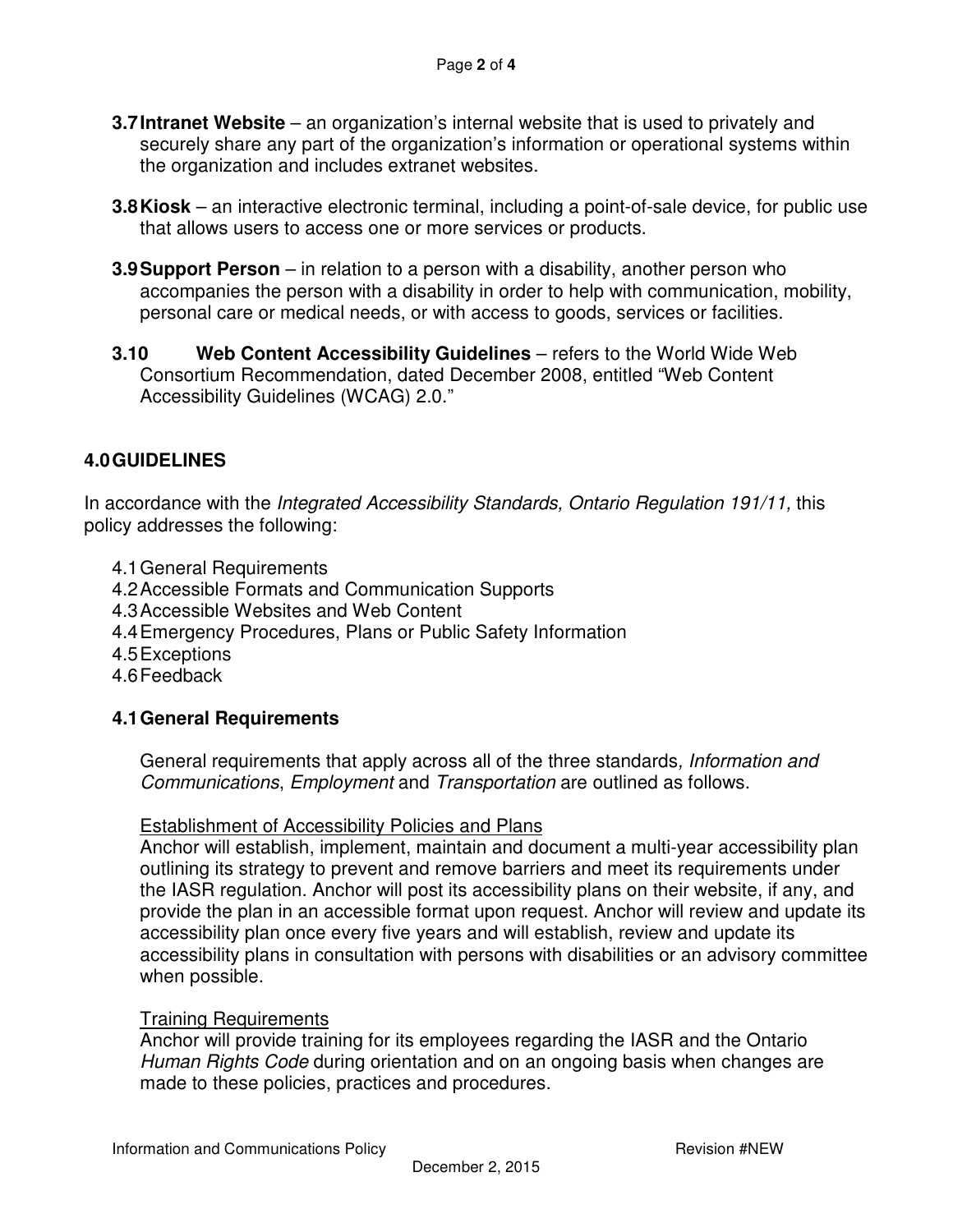**3.7 Intranet Website** – an organization's internal website that is used to privately and securely share any part of the organization's information or operational systems within the organization and includes extranet websites.

**3.8 Kiosk** – an interactive electronic terminal, including a point-of-sale device, for public use that allows users to access one or more services or products.

**3.9 Support Person** – in relation to a person with a disability, another person who accompanies the person with a disability in order to help with communication, mobility, personal care or medical needs, or with access to goods, services or facilities.

**3.10 Web Content Accessibility Guidelines** – refers to the World Wide Web Consortium Recommendation, dated December 2008, entitled "Web Content Accessibility Guidelines (WCAG) 2.0."

## 4.0 GUIDELINES

In accordance with the *Integrated Accessibility Standards, Ontario Regulation 191/11,* this policy addresses the following:

- 4.1 General Requirements
- 4.2 Accessible Formats and Communication Supports
- 4.3 Accessible Websites and Web Content
- 4.4 Emergency Procedures, Plans or Public Safety Information
- 4.5 Exceptions
- 4.6 Feedback

### 4.1 General Requirements

General requirements that apply across all of the three standards*, Information and Communications*, *Employment* and *Transportation* are outlined as follows.

<u>Establishment of Accessibility Policies and Plans</u>
Anchor will establish, implement, maintain and document a multi-year accessibility plan outlining its strategy to prevent and remove barriers and meet its requirements under the IASR regulation. Anchor will post its accessibility plans on their website, if any, and provide the plan in an accessible format upon request. Anchor will review and update its accessibility plan once every five years and will establish, review and update its accessibility plans in consultation with persons with disabilities or an advisory committee when possible.

<u>Training Requirements</u>
Anchor will provide training for its employees regarding the IASR and the Ontario *Human Rights Code* during orientation and on an ongoing basis when changes are made to these policies, practices and procedures.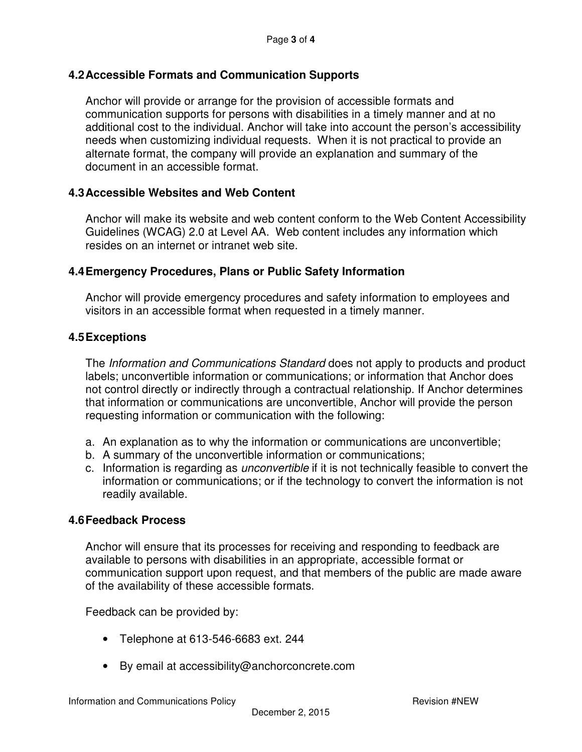## 4.2 Accessible Formats and Communication Supports

Anchor will provide or arrange for the provision of accessible formats and communication supports for persons with disabilities in a timely manner and at no additional cost to the individual. Anchor will take into account the person's accessibility needs when customizing individual requests. When it is not practical to provide an alternate format, the company will provide an explanation and summary of the document in an accessible format.

## 4.3 Accessible Websites and Web Content

Anchor will make its website and web content conform to the Web Content Accessibility Guidelines (WCAG) 2.0 at Level AA. Web content includes any information which resides on an internet or intranet web site.

## 4.4 Emergency Procedures, Plans or Public Safety Information

Anchor will provide emergency procedures and safety information to employees and visitors in an accessible format when requested in a timely manner.

## 4.5 Exceptions

The *Information and Communications Standard* does not apply to products and product labels; unconvertible information or communications; or information that Anchor does not control directly or indirectly through a contractual relationship. If Anchor determines that information or communications are unconvertible, Anchor will provide the person requesting information or communication with the following:

a. An explanation as to why the information or communications are unconvertible;
b. A summary of the unconvertible information or communications;
c. Information is regarding as *unconvertible* if it is not technically feasible to convert the information or communications; or if the technology to convert the information is not readily available.

## 4.6 Feedback Process

Anchor will ensure that its processes for receiving and responding to feedback are available to persons with disabilities in an appropriate, accessible format or communication support upon request, and that members of the public are made aware of the availability of these accessible formats.

Feedback can be provided by:

- Telephone at 613-546-6683 ext. 244
- By email at accessibility@anchorconcrete.com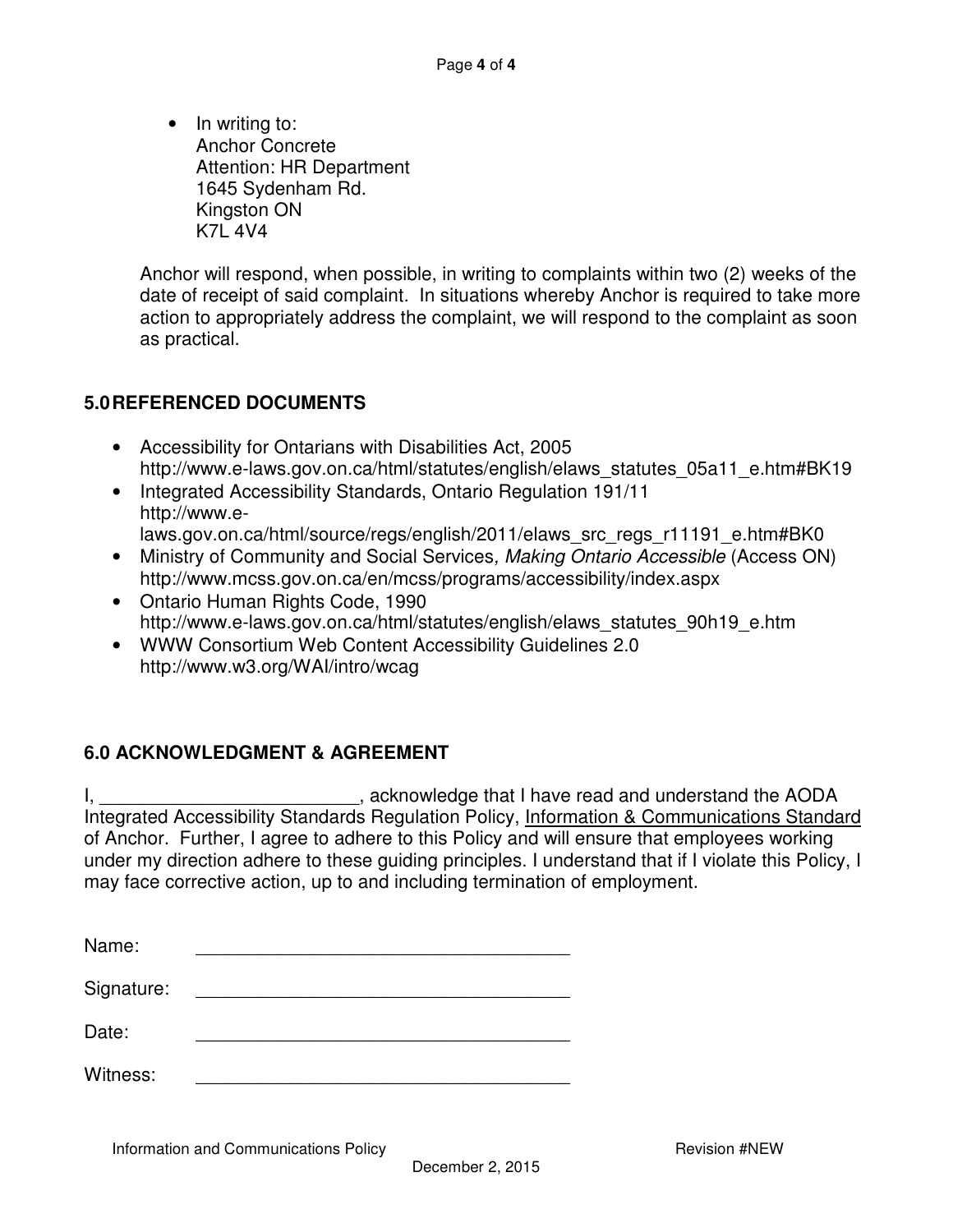- In writing to:
  Anchor Concrete
  Attention: HR Department
  1645 Sydenham Rd.
  Kingston ON
  K7L 4V4

Anchor will respond, when possible, in writing to complaints within two (2) weeks of the date of receipt of said complaint. In situations whereby Anchor is required to take more action to appropriately address the complaint, we will respond to the complaint as soon as practical.

## 5.0 REFERENCED DOCUMENTS

- Accessibility for Ontarians with Disabilities Act, 2005
  http://www.e-laws.gov.on.ca/html/statutes/english/elaws_statutes_05a11_e.htm#BK19
- Integrated Accessibility Standards, Ontario Regulation 191/11
  http://www.e-laws.gov.on.ca/html/source/regs/english/2011/elaws_src_regs_r11191_e.htm#BK0
- Ministry of Community and Social Services, *Making Ontario Accessible* (Access ON)
  http://www.mcss.gov.on.ca/en/mcss/programs/accessibility/index.aspx
- Ontario Human Rights Code, 1990
  http://www.e-laws.gov.on.ca/html/statutes/english/elaws_statutes_90h19_e.htm
- WWW Consortium Web Content Accessibility Guidelines 2.0
  http://www.w3.org/WAI/intro/wcag

## 6.0 ACKNOWLEDGMENT & AGREEMENT

I, _________________________, acknowledge that I have read and understand the AODA Integrated Accessibility Standards Regulation Policy, <u>Information & Communications Standard</u> of Anchor. Further, I agree to adhere to this Policy and will ensure that employees working under my direction adhere to these guiding principles. I understand that if I violate this Policy, I may face corrective action, up to and including termination of employment.

Name: ____________________________________

Signature: ____________________________________

Date: ____________________________________

Witness: ____________________________________